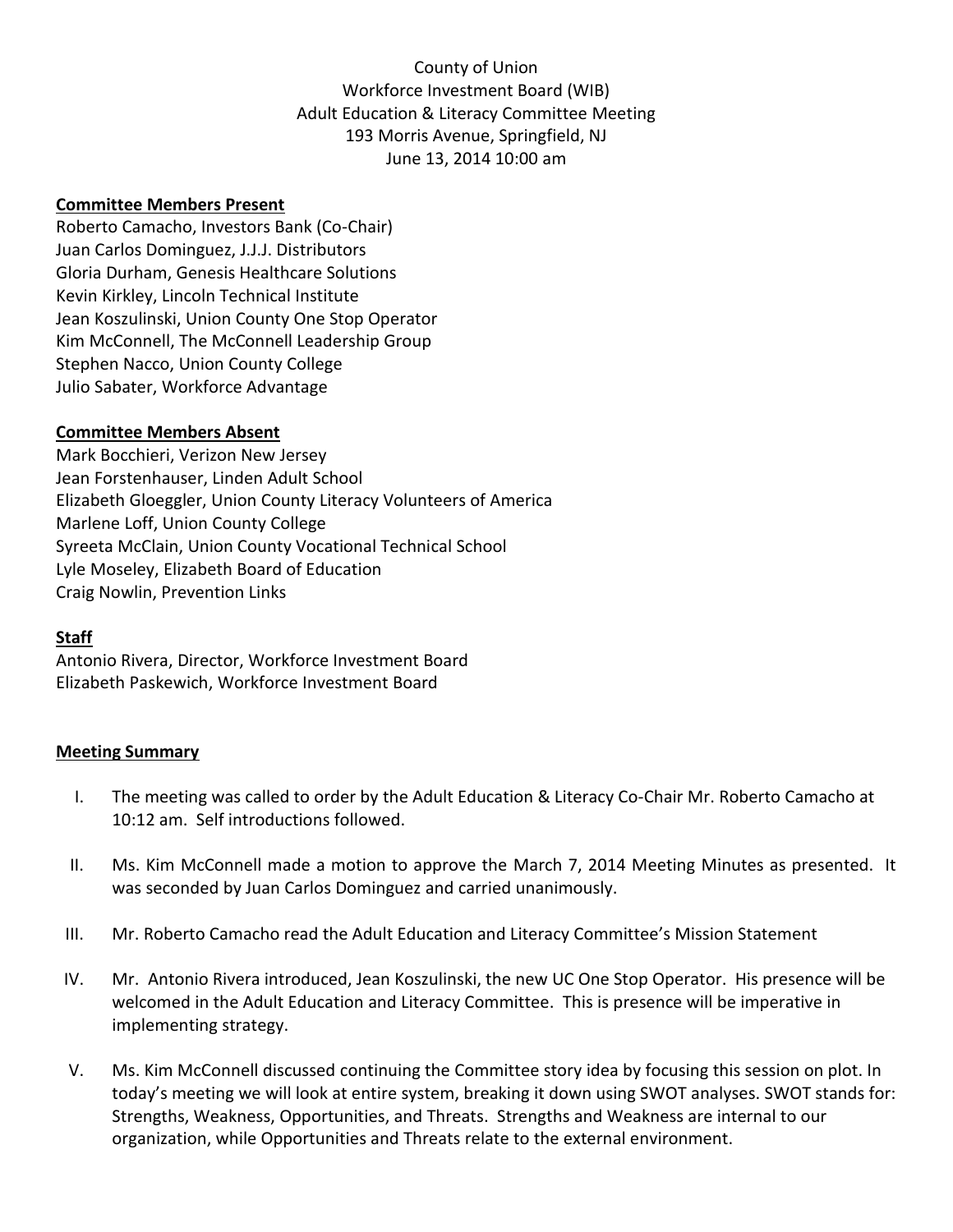County of Union
Workforce Investment Board (WIB)
Adult Education & Literacy Committee Meeting
193 Morris Avenue, Springfield, NJ
June 13, 2014 10:00 am

**Committee Members Present**

Roberto Camacho, Investors Bank (Co-Chair)
Juan Carlos Dominguez, J.J.J. Distributors
Gloria Durham, Genesis Healthcare Solutions
Kevin Kirkley, Lincoln Technical Institute
Jean Koszulinski, Union County One Stop Operator
Kim McConnell, The McConnell Leadership Group
Stephen Nacco, Union County College
Julio Sabater, Workforce Advantage

**Committee Members Absent**

Mark Bocchieri, Verizon New Jersey
Jean Forstenhauser, Linden Adult School
Elizabeth Gloeggler, Union County Literacy Volunteers of America
Marlene Loff, Union County College
Syreeta McClain, Union County Vocational Technical School
Lyle Moseley, Elizabeth Board of Education
Craig Nowlin, Prevention Links

**Staff**

Antonio Rivera, Director, Workforce Investment Board
Elizabeth Paskewich, Workforce Investment Board

**Meeting Summary**

I. The meeting was called to order by the Adult Education & Literacy Co-Chair Mr. Roberto Camacho at 10:12 am. Self introductions followed.

II. Ms. Kim McConnell made a motion to approve the March 7, 2014 Meeting Minutes as presented. It was seconded by Juan Carlos Dominguez and carried unanimously.

III. Mr. Roberto Camacho read the Adult Education and Literacy Committee's Mission Statement

IV. Mr. Antonio Rivera introduced, Jean Koszulinski, the new UC One Stop Operator. His presence will be welcomed in the Adult Education and Literacy Committee. This is presence will be imperative in implementing strategy.

V. Ms. Kim McConnell discussed continuing the Committee story idea by focusing this session on plot. In today's meeting we will look at entire system, breaking it down using SWOT analyses. SWOT stands for: Strengths, Weakness, Opportunities, and Threats. Strengths and Weakness are internal to our organization, while Opportunities and Threats relate to the external environment.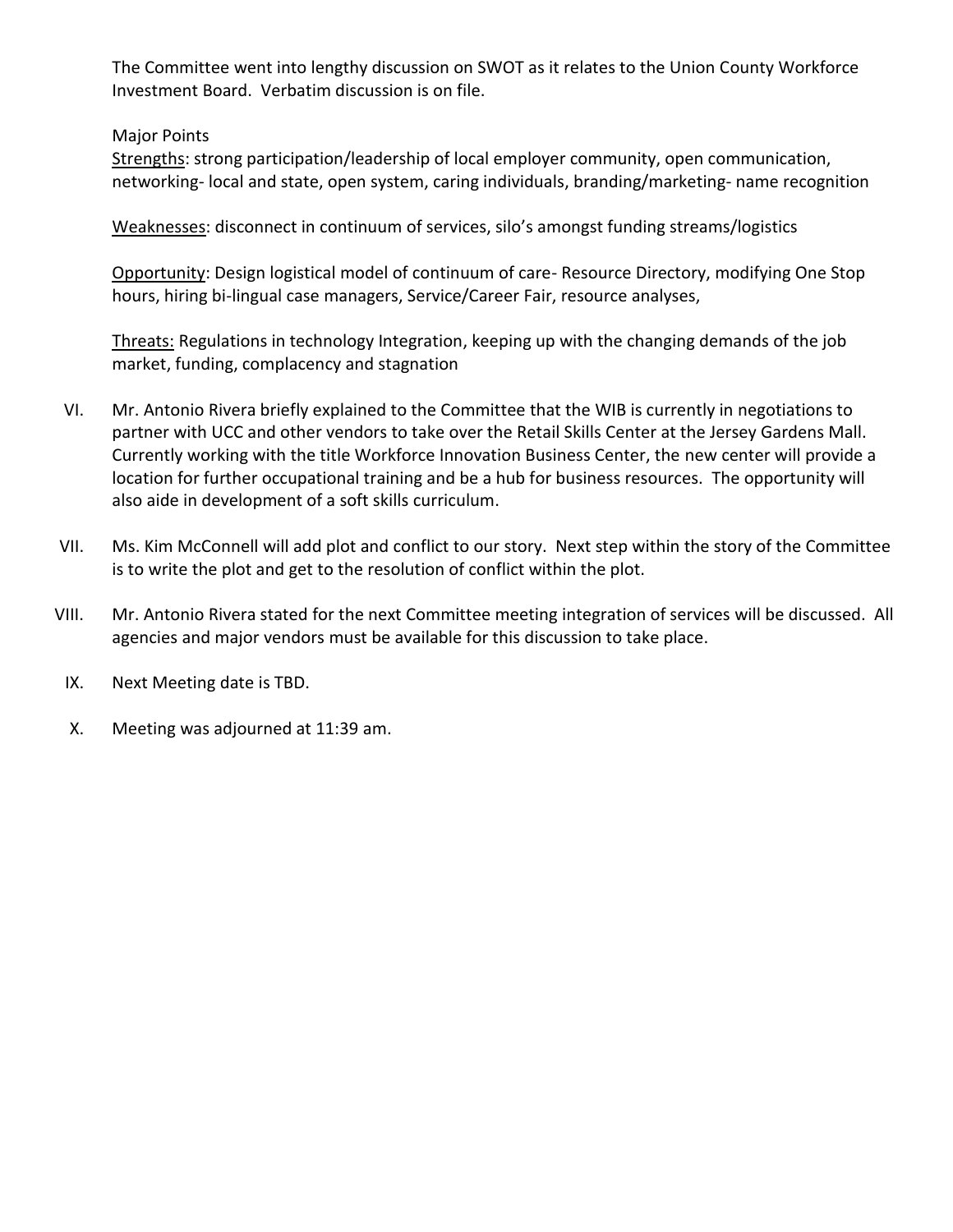The Committee went into lengthy discussion on SWOT as it relates to the Union County Workforce Investment Board. Verbatim discussion is on file.

Major Points

Strengths: strong participation/leadership of local employer community, open communication, networking- local and state, open system, caring individuals, branding/marketing- name recognition

Weaknesses: disconnect in continuum of services, silo's amongst funding streams/logistics

Opportunity: Design logistical model of continuum of care- Resource Directory, modifying One Stop hours, hiring bi-lingual case managers, Service/Career Fair, resource analyses,

Threats: Regulations in technology Integration, keeping up with the changing demands of the job market, funding, complacency and stagnation

VI. Mr. Antonio Rivera briefly explained to the Committee that the WIB is currently in negotiations to partner with UCC and other vendors to take over the Retail Skills Center at the Jersey Gardens Mall. Currently working with the title Workforce Innovation Business Center, the new center will provide a location for further occupational training and be a hub for business resources. The opportunity will also aide in development of a soft skills curriculum.

VII. Ms. Kim McConnell will add plot and conflict to our story. Next step within the story of the Committee is to write the plot and get to the resolution of conflict within the plot.

VIII. Mr. Antonio Rivera stated for the next Committee meeting integration of services will be discussed. All agencies and major vendors must be available for this discussion to take place.

IX. Next Meeting date is TBD.

X. Meeting was adjourned at 11:39 am.